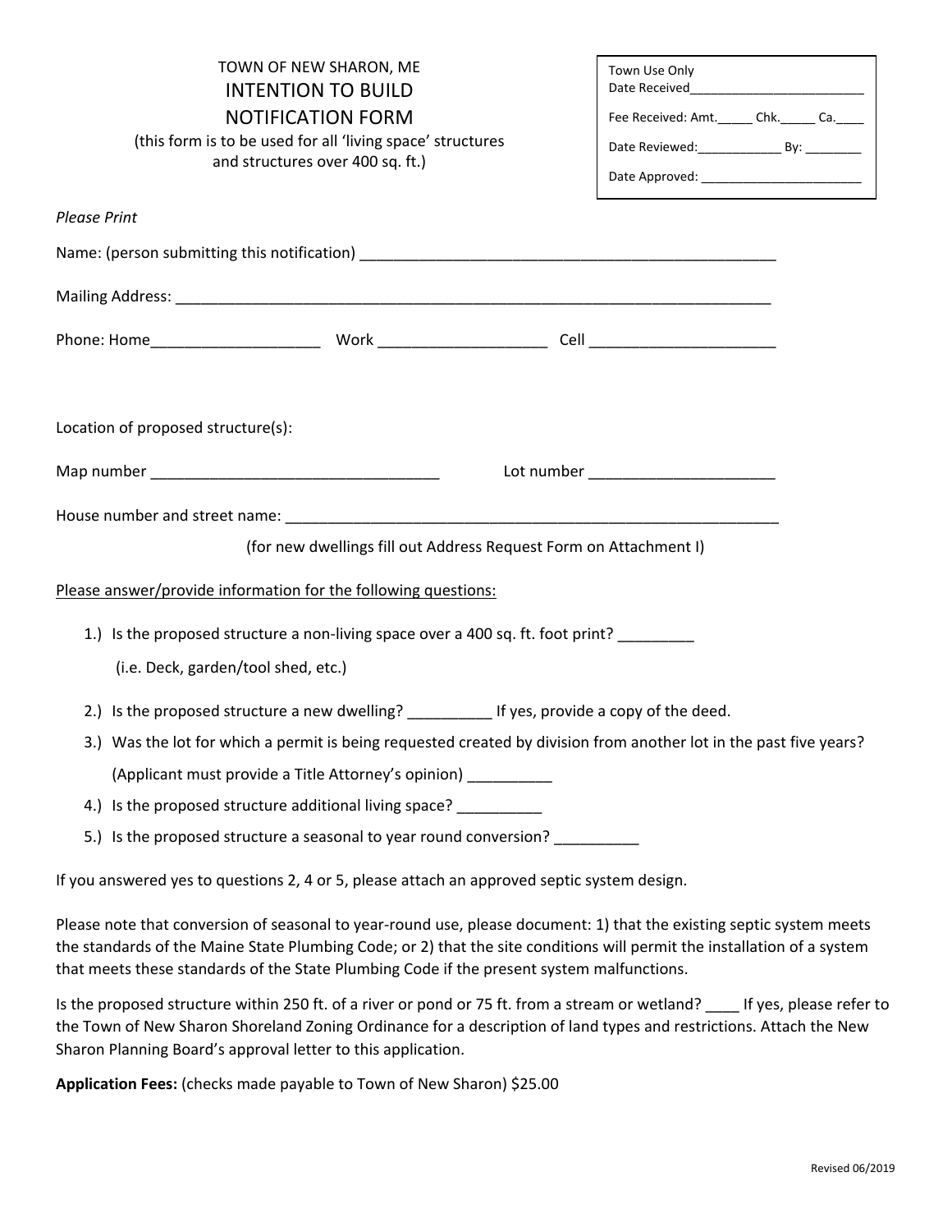TOWN OF NEW SHARON, ME

# INTENTION TO BUILD NOTIFICATION FORM

(this form is to be used for all 'living space' structures and structures over 400 sq. ft.)

| Town Use Only |
|---|
| Date Received_________________________ |
| Fee Received: Amt._____ Chk._____ Ca.____ |
| Date Reviewed:____________ By: ________ |
| Date Approved: _______________________ |

*Please Print*

Name: (person submitting this notification) _________________________________________________

Mailing Address: ___________________________________________________________________________

Phone: Home____________________ Work ____________________ Cell _______________________

Location of proposed structure(s):

Map number __________________________________ Lot number ______________________

House number and street name: ____________________________________________________________

(for new dwellings fill out Address Request Form on Attachment I)

Please answer/provide information for the following questions:

1.) Is the proposed structure a non-living space over a 400 sq. ft. foot print? _________

   (i.e. Deck, garden/tool shed, etc.)

2.) Is the proposed structure a new dwelling? __________ If yes, provide a copy of the deed.

3.) Was the lot for which a permit is being requested created by division from another lot in the past five years?

   (Applicant must provide a Title Attorney's opinion) __________

4.) Is the proposed structure additional living space? __________

5.) Is the proposed structure a seasonal to year round conversion? __________

If you answered yes to questions 2, 4 or 5, please attach an approved septic system design.

Please note that conversion of seasonal to year-round use, please document: 1) that the existing septic system meets the standards of the Maine State Plumbing Code; or 2) that the site conditions will permit the installation of a system that meets these standards of the State Plumbing Code if the present system malfunctions.

Is the proposed structure within 250 ft. of a river or pond or 75 ft. from a stream or wetland? ____ If yes, please refer to the Town of New Sharon Shoreland Zoning Ordinance for a description of land types and restrictions. Attach the New Sharon Planning Board's approval letter to this application.

**Application Fees:** (checks made payable to Town of New Sharon) $25.00

Revised 06/2019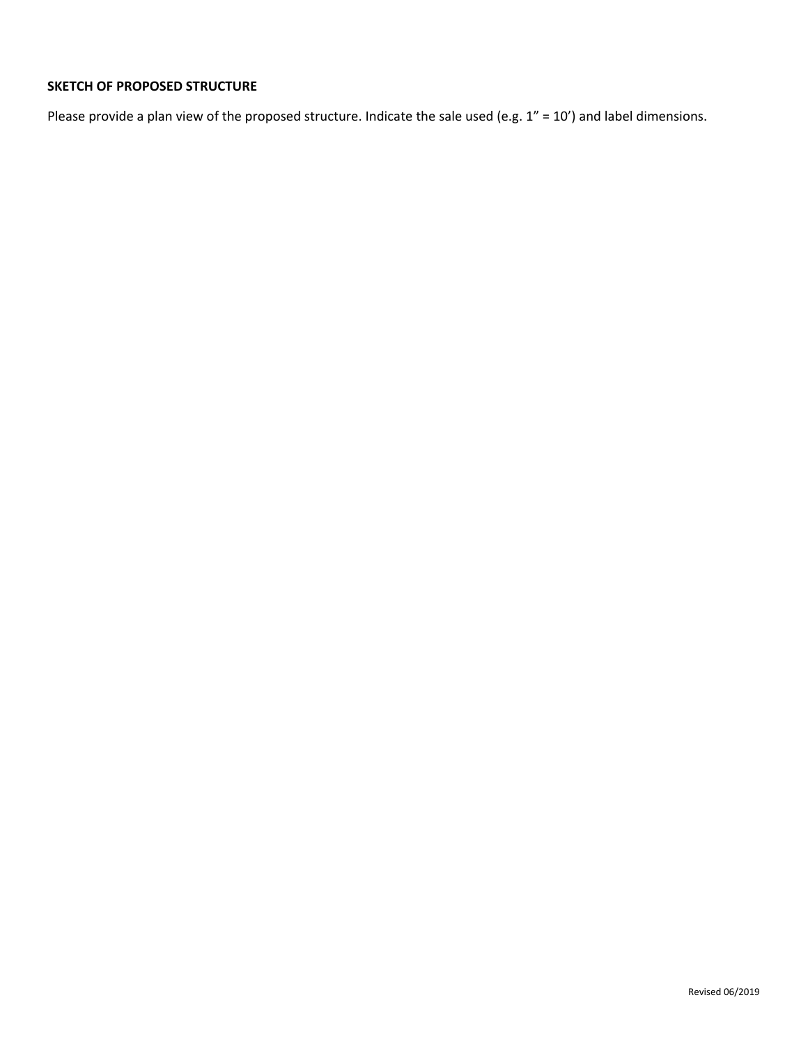**SKETCH OF PROPOSED STRUCTURE**

Please provide a plan view of the proposed structure. Indicate the sale used (e.g. 1" = 10') and label dimensions.

Revised 06/2019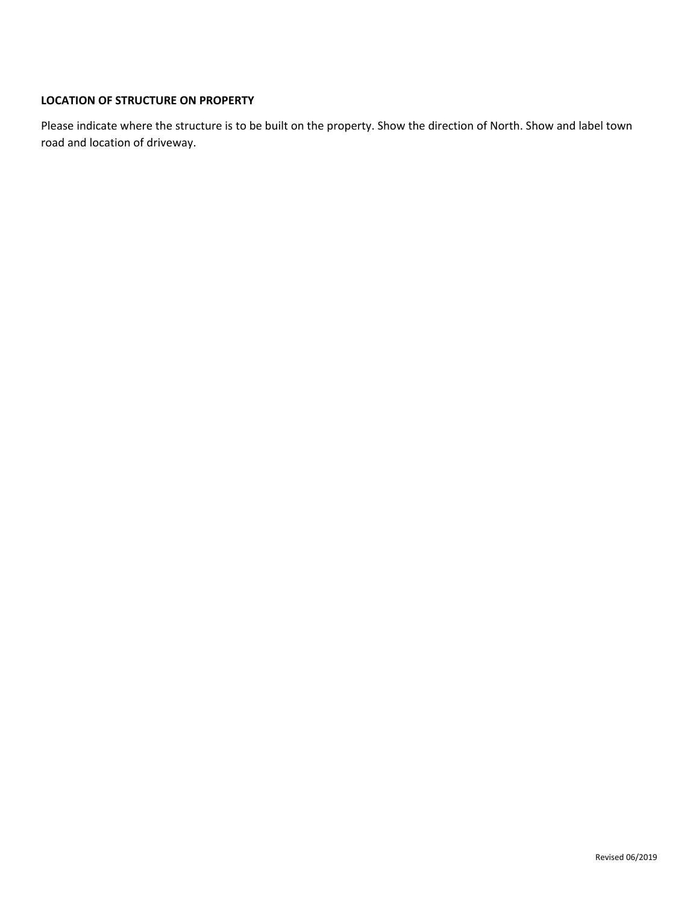**LOCATION OF STRUCTURE ON PROPERTY**

Please indicate where the structure is to be built on the property. Show the direction of North. Show and label town road and location of driveway.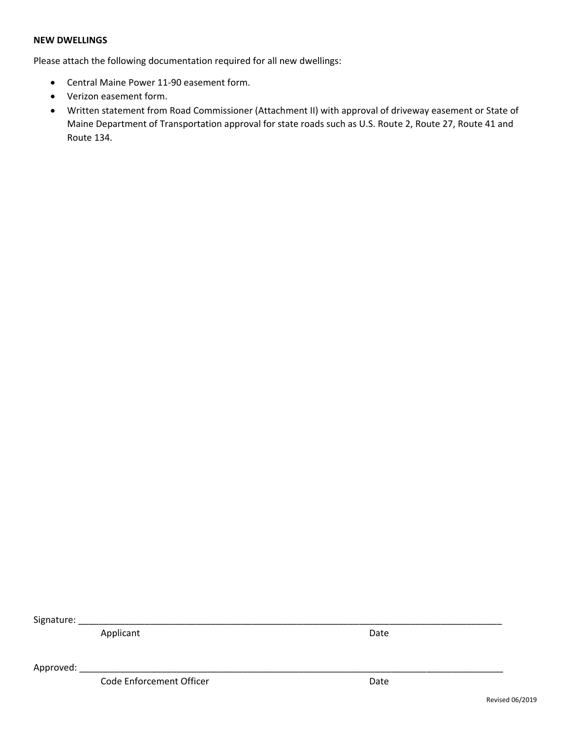**NEW DWELLINGS**

Please attach the following documentation required for all new dwellings:

- Central Maine Power 11-90 easement form.
- Verizon easement form.
- Written statement from Road Commissioner (Attachment II) with approval of driveway easement or State of Maine Department of Transportation approval for state roads such as U.S. Route 2, Route 27, Route 41 and Route 134.

Signature: ____________________________________________________________________________________

Applicant                                                                                    Date

Approved: ____________________________________________________________________________________

Code Enforcement Officer                                                             Date

Revised 06/2019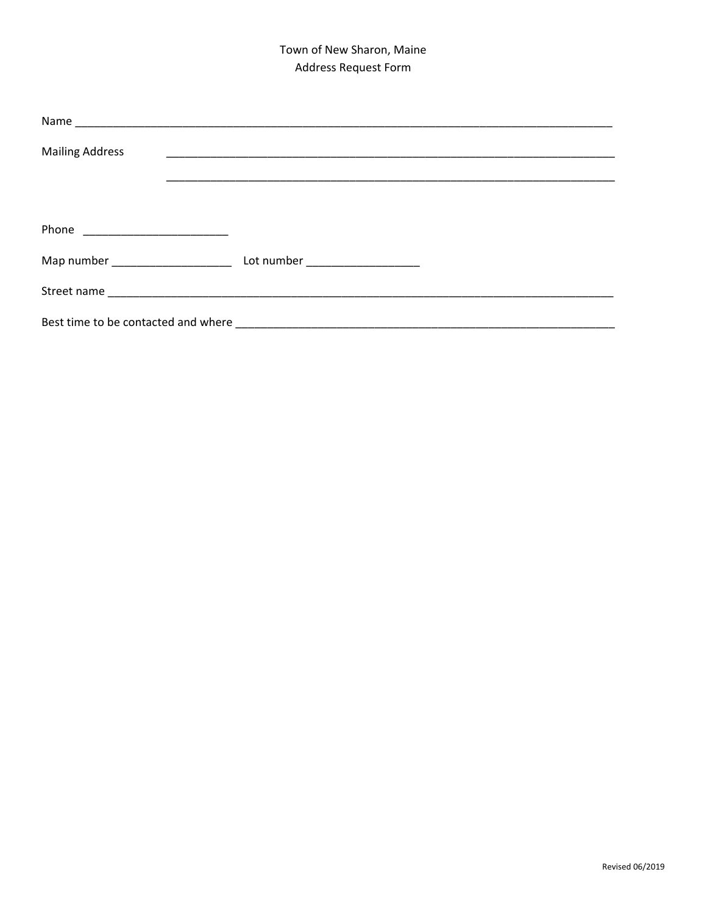# Town of New Sharon, Maine
## Address Request Form

Name ___________________________________________________________________________________

Mailing Address ____________________________________________________________________________

_____________________________________________________________________________

Phone _______________________

Map number ___________________ Lot number _________________

Street name _________________________________________________________________________________

Best time to be contacted and where ___________________________________________________________

Revised 06/2019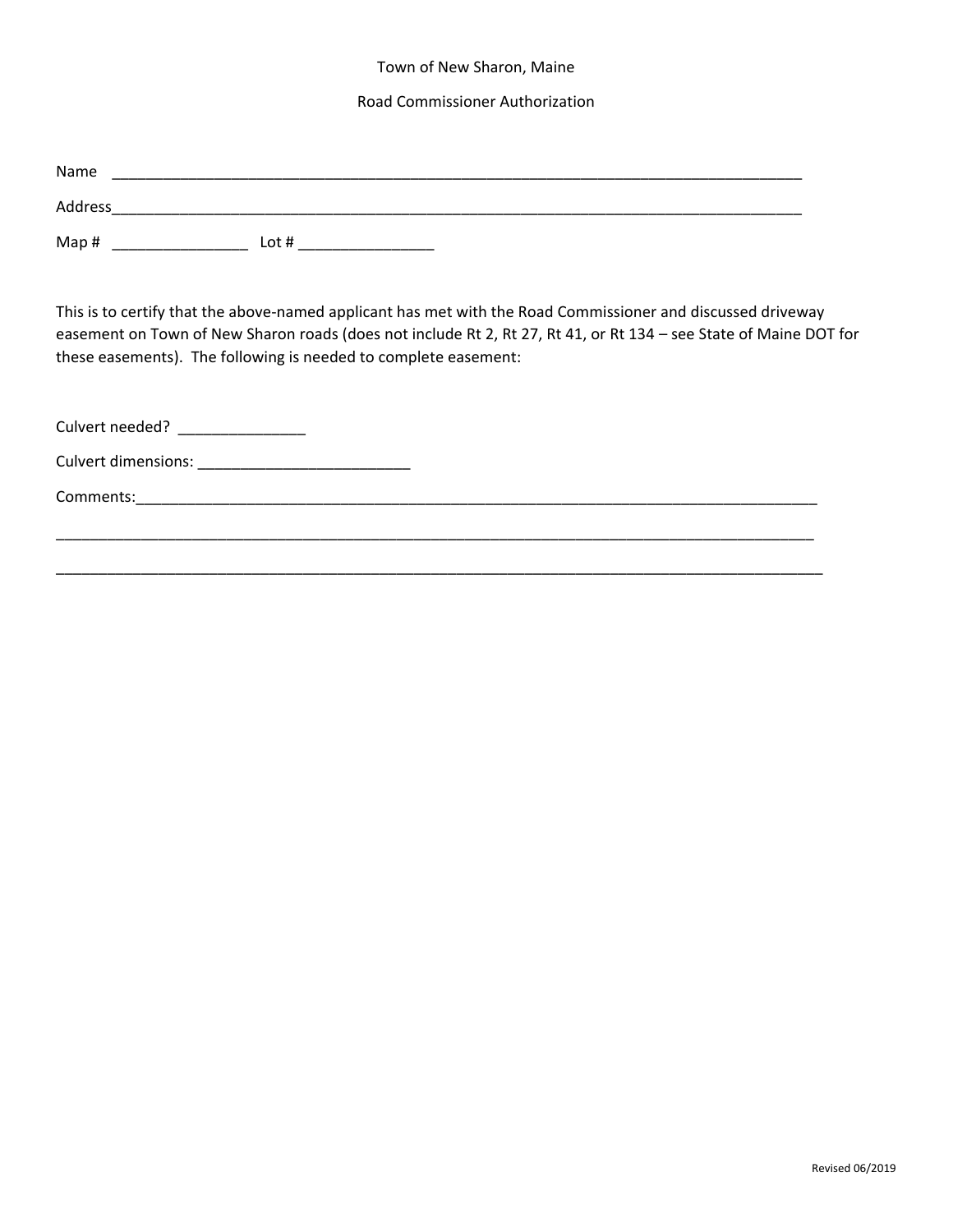Town of New Sharon, Maine

Road Commissioner Authorization

Name ______________________________________________________________________________

Address______________________________________________________________________________

Map # ________________ Lot # ________________

This is to certify that the above-named applicant has met with the Road Commissioner and discussed driveway easement on Town of New Sharon roads (does not include Rt 2, Rt 27, Rt 41, or Rt 134 – see State of Maine DOT for these easements). The following is needed to complete easement:

Culvert needed? _______________

Culvert dimensions: _________________________

Comments:_________________________________________________________________________________

_________________________________________________________________________________________

_________________________________________________________________________________________

Revised 06/2019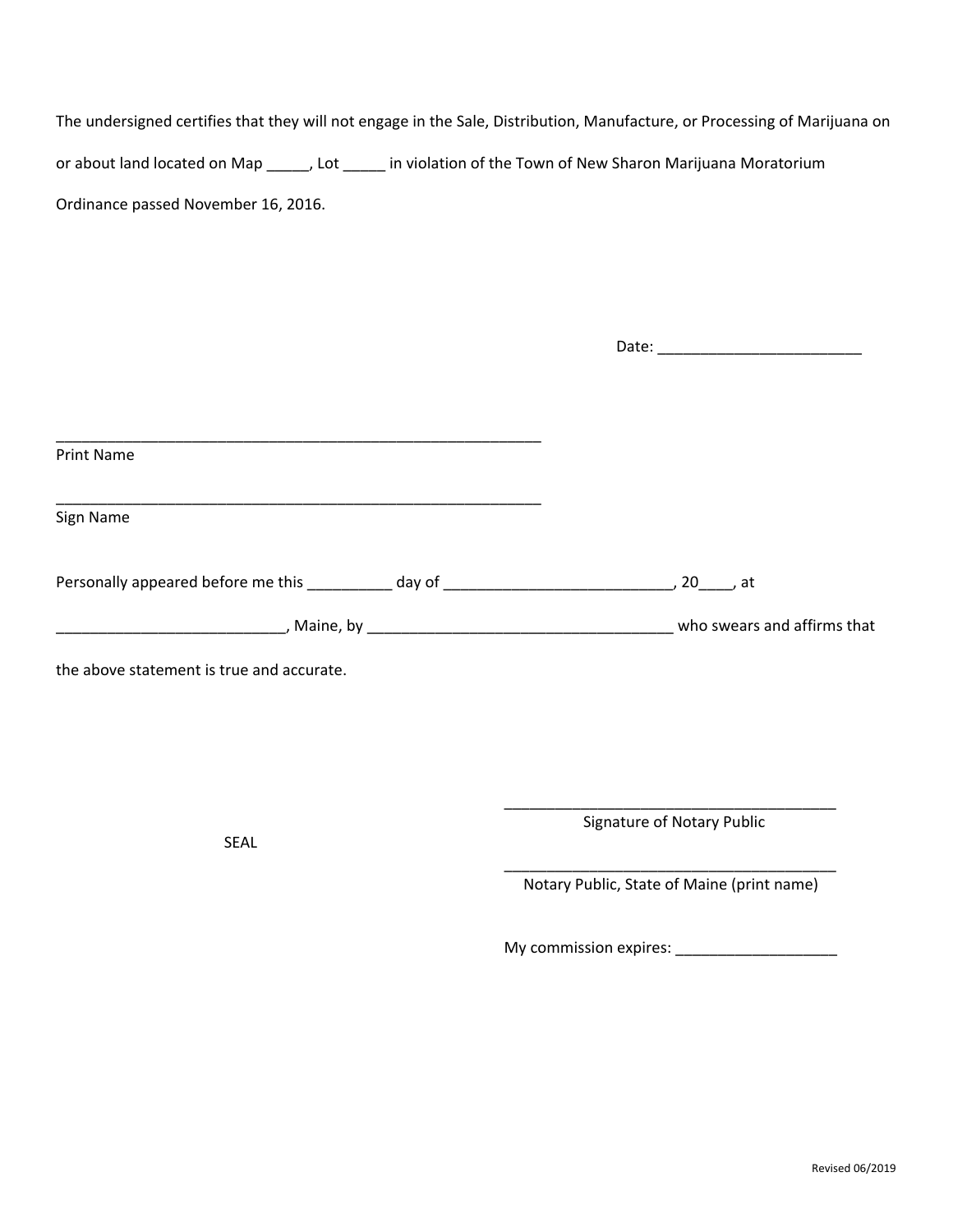The undersigned certifies that they will not engage in the Sale, Distribution, Manufacture, or Processing of Marijuana on or about land located on Map _____, Lot _____ in violation of the Town of New Sharon Marijuana Moratorium Ordinance passed November 16, 2016.

Date: ________________________

___________________________________________________________
Print Name

___________________________________________________________
Sign Name

Personally appeared before me this __________ day of ___________________________, 20____, at ___________________________, Maine, by ____________________________________ who swears and affirms that the above statement is true and accurate.

SEAL

________________________________________
Signature of Notary Public

________________________________________
Notary Public, State of Maine (print name)

My commission expires: ___________________

Revised 06/2019